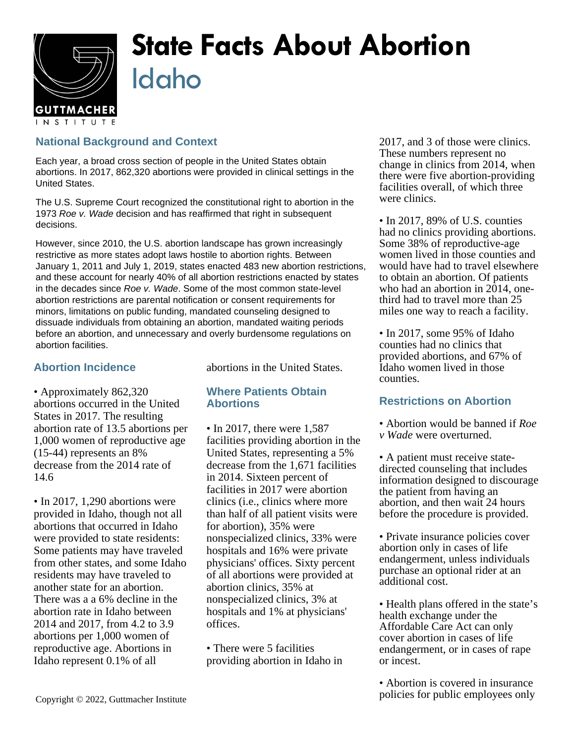# State Facts About Abortion

## Idaho

### National Background and Context

Each year, a broad cross section of people in the United States obtain abortions. In 2017, 862,320 abortions were provided in clinical settings in the United States.

The U.S. Supreme Court recognized the constitutional right to abortion in the 1973 *Roe v. Wade* decision and has reaffirmed that right in subsequent decisions.

However, since 2010, the U.S. abortion landscape has grown increasingly restrictive as more states adopt laws hostile to abortion rights. Between January 1, 2011 and July 1, 2019, states enacted 483 new abortion restrictions, and these account for nearly 40% of all abortion restrictions enacted by states in the decades since *Roe v. Wade*. Some of the most common state-level abortion restrictions are parental notification or consent requirements for minors, limitations on public funding, mandated counseling designed to dissuade individuals from obtaining an abortion, mandated waiting periods before an abortion, and unnecessary and overly burdensome regulations on abortion facilities.

### Abortion Incidence

• Approximately 862,320 abortions occurred in the United States in 2017. The resulting abortion rate of 13.5 abortions per 1,000 women of reproductive age (15-44) represents an 8% decrease from the 2014 rate of 14.6

• In 2017, 1,290 abortions were provided in Idaho, though not all abortions that occurred in Idaho were provided to state residents: Some patients may have traveled from other states, and some Idaho residents may have traveled to another state for an abortion. There was a a 6% decline in the abortion rate in Idaho between 2014 and 2017, from 4.2 to 3.9 abortions per 1,000 women of reproductive age. Abortions in Idaho represent 0.1% of all abortions in the United States.

### Where Patients Obtain Abortions

• In 2017, there were 1,587 facilities providing abortion in the United States, representing a 5% decrease from the 1,671 facilities in 2014. Sixteen percent of facilities in 2017 were abortion clinics (i.e., clinics where more than half of all patient visits were for abortion), 35% were nonspecialized clinics, 33% were hospitals and 16% were private physicians' offices. Sixty percent of all abortions were provided at abortion clinics, 35% at nonspecialized clinics, 3% at hospitals and 1% at physicians' offices.

• There were 5 facilities providing abortion in Idaho in 2017, and 3 of those were clinics. These numbers represent no change in clinics from 2014, when there were five abortion-providing facilities overall, of which three were clinics.

• In 2017, 89% of U.S. counties had no clinics providing abortions. Some 38% of reproductive-age women lived in those counties and would have had to travel elsewhere to obtain an abortion. Of patients who had an abortion in 2014, one-third had to travel more than 25 miles one way to reach a facility.

• In 2017, some 95% of Idaho counties had no clinics that provided abortions, and 67% of Idaho women lived in those counties.

### Restrictions on Abortion

• Abortion would be banned if *Roe v Wade* were overturned.

• A patient must receive state-directed counseling that includes information designed to discourage the patient from having an abortion, and then wait 24 hours before the procedure is provided.

• Private insurance policies cover abortion only in cases of life endangerment, unless individuals purchase an optional rider at an additional cost.

• Health plans offered in the state's health exchange under the Affordable Care Act can only cover abortion in cases of life endangerment, or in cases of rape or incest.

• Abortion is covered in insurance policies for public employees only

Copyright © 2022, Guttmacher Institute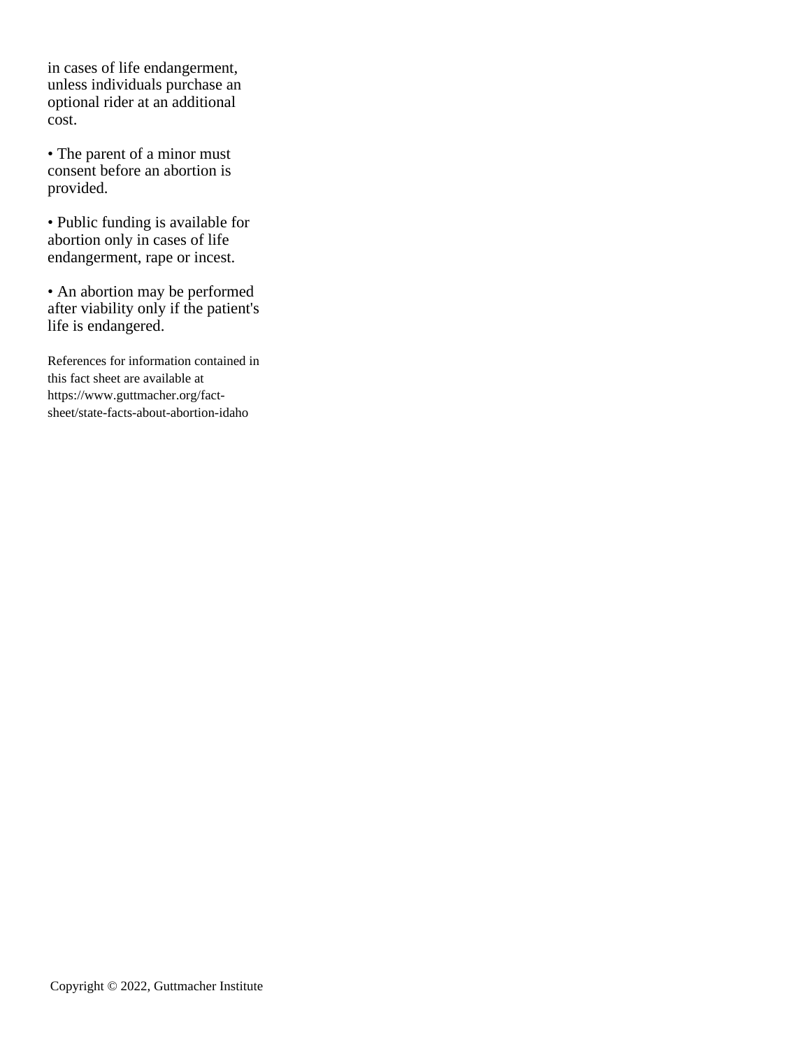in cases of life endangerment, unless individuals purchase an optional rider at an additional cost.

- The parent of a minor must consent before an abortion is provided.

- Public funding is available for abortion only in cases of life endangerment, rape or incest.

- An abortion may be performed after viability only if the patient's life is endangered.

References for information contained in this fact sheet are available at https://www.guttmacher.org/fact-sheet/state-facts-about-abortion-idaho

Copyright © 2022, Guttmacher Institute